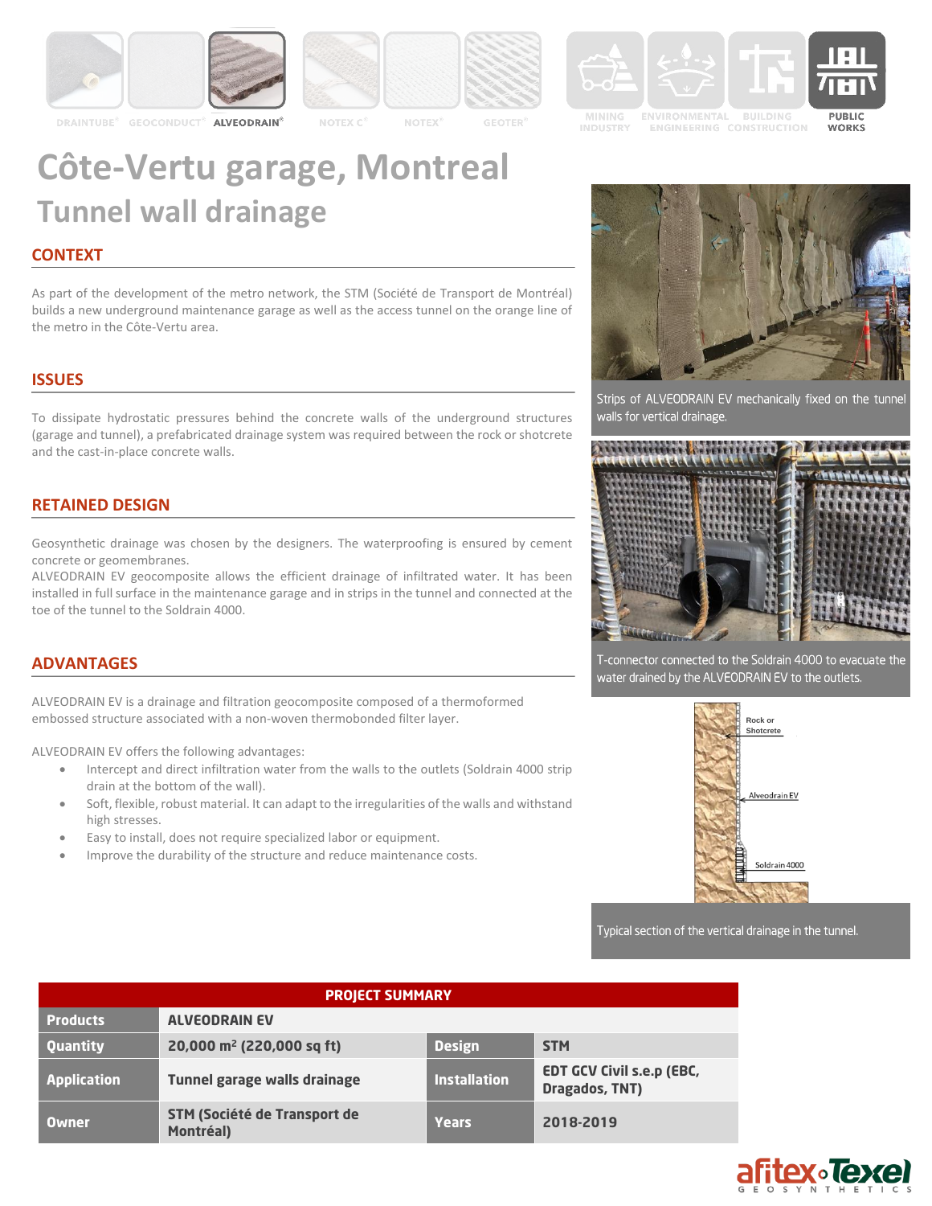DRAINTUBE® GEOCONDUCT® ALVEODRAIN® NOTEX C® NOTEX® GEOTER®

MINING INDUSTRY ENVIRONMENTAL ENGINEERING BUILDING CONSTRUCTION PUBLIC WORKS

# Côte-Vertu garage, Montreal

## Tunnel wall drainage

### CONTEXT

As part of the development of the metro network, the STM (Société de Transport de Montréal) builds a new underground maintenance garage as well as the access tunnel on the orange line of the metro in the Côte-Vertu area.

### ISSUES

To dissipate hydrostatic pressures behind the concrete walls of the underground structures (garage and tunnel), a prefabricated drainage system was required between the rock or shotcrete and the cast-in-place concrete walls.

### RETAINED DESIGN

Geosynthetic drainage was chosen by the designers. The waterproofing is ensured by cement concrete or geomembranes.

ALVEODRAIN EV geocomposite allows the efficient drainage of infiltrated water. It has been installed in full surface in the maintenance garage and in strips in the tunnel and connected at the toe of the tunnel to the Soldrain 4000.

### ADVANTAGES

ALVEODRAIN EV is a drainage and filtration geocomposite composed of a thermoformed embossed structure associated with a non-woven thermobonded filter layer.

ALVEODRAIN EV offers the following advantages:

- Intercept and direct infiltration water from the walls to the outlets (Soldrain 4000 strip drain at the bottom of the wall).
- Soft, flexible, robust material. It can adapt to the irregularities of the walls and withstand high stresses.
- Easy to install, does not require specialized labor or equipment.
- Improve the durability of the structure and reduce maintenance costs.

Strips of ALVEODRAIN EV mechanically fixed on the tunnel walls for vertical drainage.

T-connector connected to the Soldrain 4000 to evacuate the water drained by the ALVEODRAIN EV to the outlets.

Rock or Shotcrete

Alveodrain EV

Soldrain 4000

Typical section of the vertical drainage in the tunnel.

| PROJECT SUMMARY | | | |
|---|---|---|---|
| **Products** | **ALVEODRAIN EV** | | |
| **Quantity** | **20,000 m² (220,000 sq ft)** | **Design** | **STM** |
| **Application** | **Tunnel garage walls drainage** | **Installation** | **EDT GCV Civil s.e.p (EBC, Dragados, TNT)** |
| **Owner** | **STM (Société de Transport de Montréal)** | **Years** | **2018-2019** |

afitex Texel GEOSYNTHETICS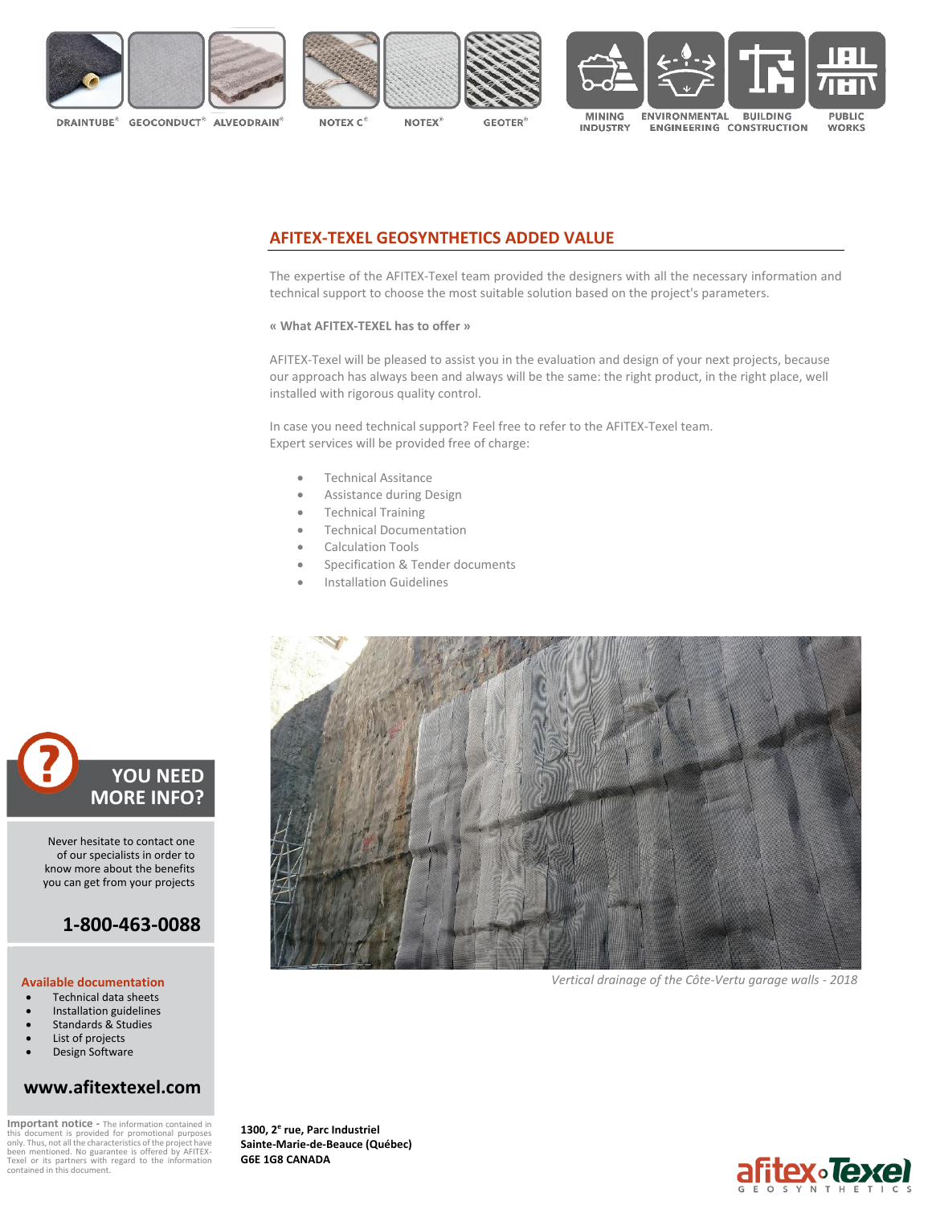DRAINTUBE® GEOCONDUCT® ALVEODRAIN® NOTEX C® NOTEX® GEOTER®

MINING INDUSTRY ENVIRONMENTAL ENGINEERING BUILDING CONSTRUCTION PUBLIC WORKS

## AFITEX-TEXEL GEOSYNTHETICS ADDED VALUE

The expertise of the AFITEX-Texel team provided the designers with all the necessary information and technical support to choose the most suitable solution based on the project's parameters.

**« What AFITEX-TEXEL has to offer »**

AFITEX-Texel will be pleased to assist you in the evaluation and design of your next projects, because our approach has always been and always will be the same: the right product, in the right place, well installed with rigorous quality control.

In case you need technical support? Feel free to refer to the AFITEX-Texel team.
Expert services will be provided free of charge:

- Technical Assitance
- Assistance during Design
- Technical Training
- Technical Documentation
- Calculation Tools
- Specification & Tender documents
- Installation Guidelines

*Vertical drainage of the Côte-Vertu garage walls - 2018*

## YOU NEED MORE INFO?

Never hesitate to contact one of our specialists in order to know more about the benefits you can get from your projects

**1-800-463-0088**

**Available documentation**

- Technical data sheets
- Installation guidelines
- Standards & Studies
- List of projects
- Design Software

**www.afitextexel.com**

**Important notice -** The information contained in this document is provided for promotional purposes only. Thus, not all the characteristics of the project have been mentioned. No guarantee is offered by AFITEX-Texel or its partners with regard to the information contained in this document.

**1300, 2e rue, Parc Industriel**
**Sainte-Marie-de-Beauce (Québec)**
**G6E 1G8 CANADA**

afitex Texel GEOSYNTHETICS